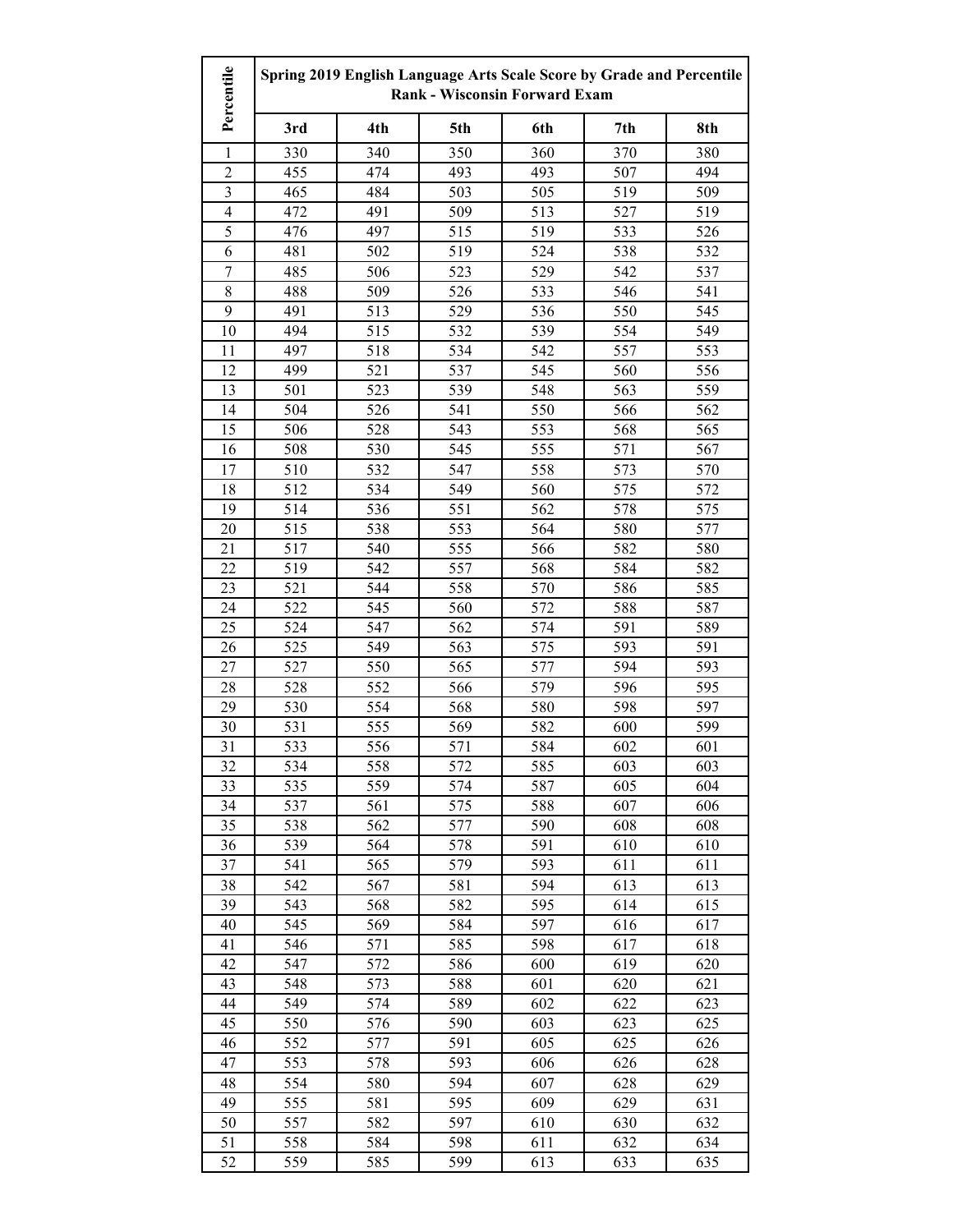| Percentile | Spring 2019 English Language Arts Scale Score by Grade and Percentile Rank - Wisconsin Forward Exam | | | | | |
|---|---|---|---|---|---|---|
| | 3rd | 4th | 5th | 6th | 7th | 8th |
| 1 | 330 | 340 | 350 | 360 | 370 | 380 |
| 2 | 455 | 474 | 493 | 493 | 507 | 494 |
| 3 | 465 | 484 | 503 | 505 | 519 | 509 |
| 4 | 472 | 491 | 509 | 513 | 527 | 519 |
| 5 | 476 | 497 | 515 | 519 | 533 | 526 |
| 6 | 481 | 502 | 519 | 524 | 538 | 532 |
| 7 | 485 | 506 | 523 | 529 | 542 | 537 |
| 8 | 488 | 509 | 526 | 533 | 546 | 541 |
| 9 | 491 | 513 | 529 | 536 | 550 | 545 |
| 10 | 494 | 515 | 532 | 539 | 554 | 549 |
| 11 | 497 | 518 | 534 | 542 | 557 | 553 |
| 12 | 499 | 521 | 537 | 545 | 560 | 556 |
| 13 | 501 | 523 | 539 | 548 | 563 | 559 |
| 14 | 504 | 526 | 541 | 550 | 566 | 562 |
| 15 | 506 | 528 | 543 | 553 | 568 | 565 |
| 16 | 508 | 530 | 545 | 555 | 571 | 567 |
| 17 | 510 | 532 | 547 | 558 | 573 | 570 |
| 18 | 512 | 534 | 549 | 560 | 575 | 572 |
| 19 | 514 | 536 | 551 | 562 | 578 | 575 |
| 20 | 515 | 538 | 553 | 564 | 580 | 577 |
| 21 | 517 | 540 | 555 | 566 | 582 | 580 |
| 22 | 519 | 542 | 557 | 568 | 584 | 582 |
| 23 | 521 | 544 | 558 | 570 | 586 | 585 |
| 24 | 522 | 545 | 560 | 572 | 588 | 587 |
| 25 | 524 | 547 | 562 | 574 | 591 | 589 |
| 26 | 525 | 549 | 563 | 575 | 593 | 591 |
| 27 | 527 | 550 | 565 | 577 | 594 | 593 |
| 28 | 528 | 552 | 566 | 579 | 596 | 595 |
| 29 | 530 | 554 | 568 | 580 | 598 | 597 |
| 30 | 531 | 555 | 569 | 582 | 600 | 599 |
| 31 | 533 | 556 | 571 | 584 | 602 | 601 |
| 32 | 534 | 558 | 572 | 585 | 603 | 603 |
| 33 | 535 | 559 | 574 | 587 | 605 | 604 |
| 34 | 537 | 561 | 575 | 588 | 607 | 606 |
| 35 | 538 | 562 | 577 | 590 | 608 | 608 |
| 36 | 539 | 564 | 578 | 591 | 610 | 610 |
| 37 | 541 | 565 | 579 | 593 | 611 | 611 |
| 38 | 542 | 567 | 581 | 594 | 613 | 613 |
| 39 | 543 | 568 | 582 | 595 | 614 | 615 |
| 40 | 545 | 569 | 584 | 597 | 616 | 617 |
| 41 | 546 | 571 | 585 | 598 | 617 | 618 |
| 42 | 547 | 572 | 586 | 600 | 619 | 620 |
| 43 | 548 | 573 | 588 | 601 | 620 | 621 |
| 44 | 549 | 574 | 589 | 602 | 622 | 623 |
| 45 | 550 | 576 | 590 | 603 | 623 | 625 |
| 46 | 552 | 577 | 591 | 605 | 625 | 626 |
| 47 | 553 | 578 | 593 | 606 | 626 | 628 |
| 48 | 554 | 580 | 594 | 607 | 628 | 629 |
| 49 | 555 | 581 | 595 | 609 | 629 | 631 |
| 50 | 557 | 582 | 597 | 610 | 630 | 632 |
| 51 | 558 | 584 | 598 | 611 | 632 | 634 |
| 52 | 559 | 585 | 599 | 613 | 633 | 635 |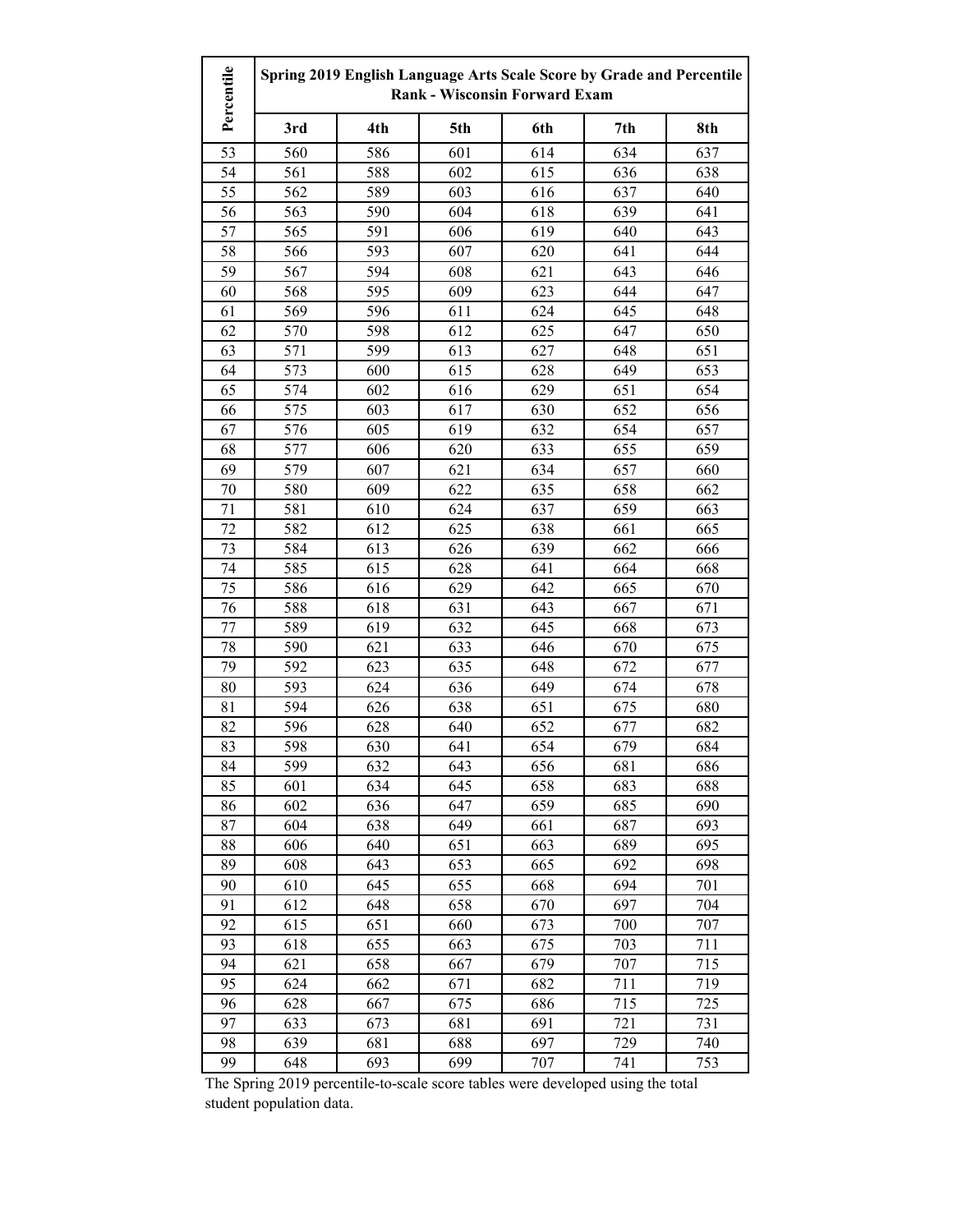| Percentile | Spring 2019 English Language Arts Scale Score by Grade and Percentile Rank - Wisconsin Forward Exam | | | | | |
|---|---|---|---|---|---|---|
| | 3rd | 4th | 5th | 6th | 7th | 8th |
| 53 | 560 | 586 | 601 | 614 | 634 | 637 |
| 54 | 561 | 588 | 602 | 615 | 636 | 638 |
| 55 | 562 | 589 | 603 | 616 | 637 | 640 |
| 56 | 563 | 590 | 604 | 618 | 639 | 641 |
| 57 | 565 | 591 | 606 | 619 | 640 | 643 |
| 58 | 566 | 593 | 607 | 620 | 641 | 644 |
| 59 | 567 | 594 | 608 | 621 | 643 | 646 |
| 60 | 568 | 595 | 609 | 623 | 644 | 647 |
| 61 | 569 | 596 | 611 | 624 | 645 | 648 |
| 62 | 570 | 598 | 612 | 625 | 647 | 650 |
| 63 | 571 | 599 | 613 | 627 | 648 | 651 |
| 64 | 573 | 600 | 615 | 628 | 649 | 653 |
| 65 | 574 | 602 | 616 | 629 | 651 | 654 |
| 66 | 575 | 603 | 617 | 630 | 652 | 656 |
| 67 | 576 | 605 | 619 | 632 | 654 | 657 |
| 68 | 577 | 606 | 620 | 633 | 655 | 659 |
| 69 | 579 | 607 | 621 | 634 | 657 | 660 |
| 70 | 580 | 609 | 622 | 635 | 658 | 662 |
| 71 | 581 | 610 | 624 | 637 | 659 | 663 |
| 72 | 582 | 612 | 625 | 638 | 661 | 665 |
| 73 | 584 | 613 | 626 | 639 | 662 | 666 |
| 74 | 585 | 615 | 628 | 641 | 664 | 668 |
| 75 | 586 | 616 | 629 | 642 | 665 | 670 |
| 76 | 588 | 618 | 631 | 643 | 667 | 671 |
| 77 | 589 | 619 | 632 | 645 | 668 | 673 |
| 78 | 590 | 621 | 633 | 646 | 670 | 675 |
| 79 | 592 | 623 | 635 | 648 | 672 | 677 |
| 80 | 593 | 624 | 636 | 649 | 674 | 678 |
| 81 | 594 | 626 | 638 | 651 | 675 | 680 |
| 82 | 596 | 628 | 640 | 652 | 677 | 682 |
| 83 | 598 | 630 | 641 | 654 | 679 | 684 |
| 84 | 599 | 632 | 643 | 656 | 681 | 686 |
| 85 | 601 | 634 | 645 | 658 | 683 | 688 |
| 86 | 602 | 636 | 647 | 659 | 685 | 690 |
| 87 | 604 | 638 | 649 | 661 | 687 | 693 |
| 88 | 606 | 640 | 651 | 663 | 689 | 695 |
| 89 | 608 | 643 | 653 | 665 | 692 | 698 |
| 90 | 610 | 645 | 655 | 668 | 694 | 701 |
| 91 | 612 | 648 | 658 | 670 | 697 | 704 |
| 92 | 615 | 651 | 660 | 673 | 700 | 707 |
| 93 | 618 | 655 | 663 | 675 | 703 | 711 |
| 94 | 621 | 658 | 667 | 679 | 707 | 715 |
| 95 | 624 | 662 | 671 | 682 | 711 | 719 |
| 96 | 628 | 667 | 675 | 686 | 715 | 725 |
| 97 | 633 | 673 | 681 | 691 | 721 | 731 |
| 98 | 639 | 681 | 688 | 697 | 729 | 740 |
| 99 | 648 | 693 | 699 | 707 | 741 | 753 |

The Spring 2019 percentile-to-scale score tables were developed using the total student population data.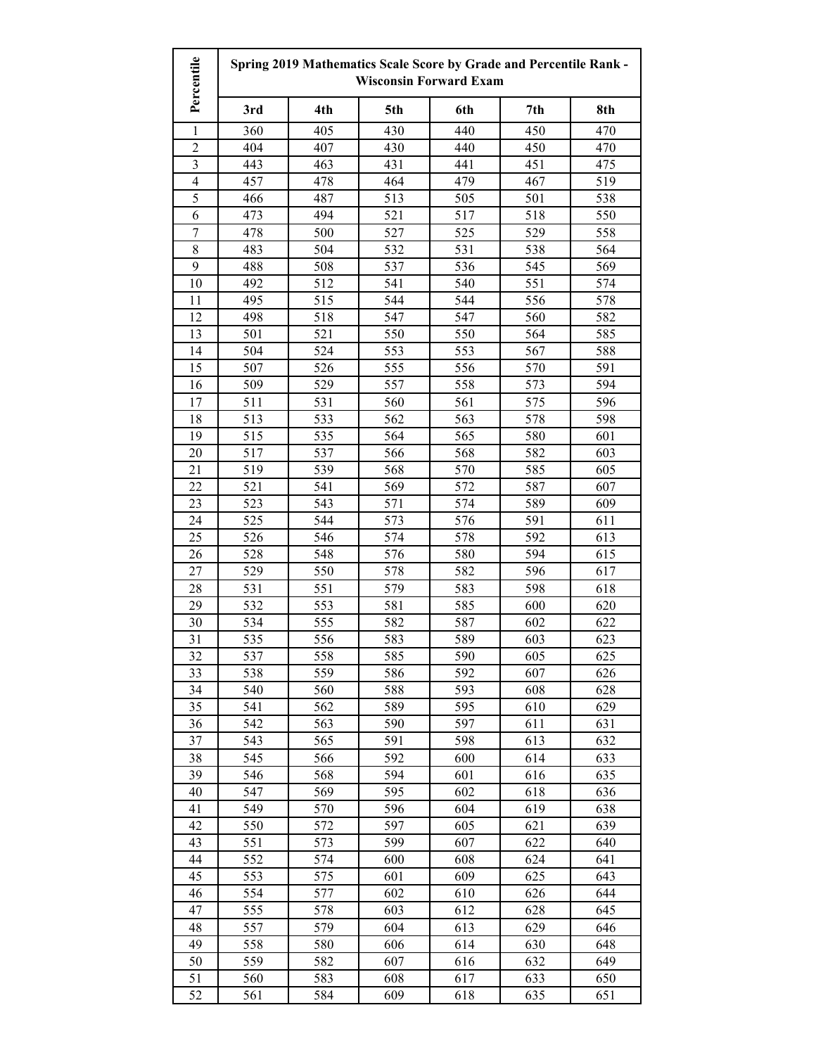| Percentile | Spring 2019 Mathematics Scale Score by Grade and Percentile Rank - Wisconsin Forward Exam | | | | | |
|---|---|---|---|---|---|---|
| | 3rd | 4th | 5th | 6th | 7th | 8th |
| 1 | 360 | 405 | 430 | 440 | 450 | 470 |
| 2 | 404 | 407 | 430 | 440 | 450 | 470 |
| 3 | 443 | 463 | 431 | 441 | 451 | 475 |
| 4 | 457 | 478 | 464 | 479 | 467 | 519 |
| 5 | 466 | 487 | 513 | 505 | 501 | 538 |
| 6 | 473 | 494 | 521 | 517 | 518 | 550 |
| 7 | 478 | 500 | 527 | 525 | 529 | 558 |
| 8 | 483 | 504 | 532 | 531 | 538 | 564 |
| 9 | 488 | 508 | 537 | 536 | 545 | 569 |
| 10 | 492 | 512 | 541 | 540 | 551 | 574 |
| 11 | 495 | 515 | 544 | 544 | 556 | 578 |
| 12 | 498 | 518 | 547 | 547 | 560 | 582 |
| 13 | 501 | 521 | 550 | 550 | 564 | 585 |
| 14 | 504 | 524 | 553 | 553 | 567 | 588 |
| 15 | 507 | 526 | 555 | 556 | 570 | 591 |
| 16 | 509 | 529 | 557 | 558 | 573 | 594 |
| 17 | 511 | 531 | 560 | 561 | 575 | 596 |
| 18 | 513 | 533 | 562 | 563 | 578 | 598 |
| 19 | 515 | 535 | 564 | 565 | 580 | 601 |
| 20 | 517 | 537 | 566 | 568 | 582 | 603 |
| 21 | 519 | 539 | 568 | 570 | 585 | 605 |
| 22 | 521 | 541 | 569 | 572 | 587 | 607 |
| 23 | 523 | 543 | 571 | 574 | 589 | 609 |
| 24 | 525 | 544 | 573 | 576 | 591 | 611 |
| 25 | 526 | 546 | 574 | 578 | 592 | 613 |
| 26 | 528 | 548 | 576 | 580 | 594 | 615 |
| 27 | 529 | 550 | 578 | 582 | 596 | 617 |
| 28 | 531 | 551 | 579 | 583 | 598 | 618 |
| 29 | 532 | 553 | 581 | 585 | 600 | 620 |
| 30 | 534 | 555 | 582 | 587 | 602 | 622 |
| 31 | 535 | 556 | 583 | 589 | 603 | 623 |
| 32 | 537 | 558 | 585 | 590 | 605 | 625 |
| 33 | 538 | 559 | 586 | 592 | 607 | 626 |
| 34 | 540 | 560 | 588 | 593 | 608 | 628 |
| 35 | 541 | 562 | 589 | 595 | 610 | 629 |
| 36 | 542 | 563 | 590 | 597 | 611 | 631 |
| 37 | 543 | 565 | 591 | 598 | 613 | 632 |
| 38 | 545 | 566 | 592 | 600 | 614 | 633 |
| 39 | 546 | 568 | 594 | 601 | 616 | 635 |
| 40 | 547 | 569 | 595 | 602 | 618 | 636 |
| 41 | 549 | 570 | 596 | 604 | 619 | 638 |
| 42 | 550 | 572 | 597 | 605 | 621 | 639 |
| 43 | 551 | 573 | 599 | 607 | 622 | 640 |
| 44 | 552 | 574 | 600 | 608 | 624 | 641 |
| 45 | 553 | 575 | 601 | 609 | 625 | 643 |
| 46 | 554 | 577 | 602 | 610 | 626 | 644 |
| 47 | 555 | 578 | 603 | 612 | 628 | 645 |
| 48 | 557 | 579 | 604 | 613 | 629 | 646 |
| 49 | 558 | 580 | 606 | 614 | 630 | 648 |
| 50 | 559 | 582 | 607 | 616 | 632 | 649 |
| 51 | 560 | 583 | 608 | 617 | 633 | 650 |
| 52 | 561 | 584 | 609 | 618 | 635 | 651 |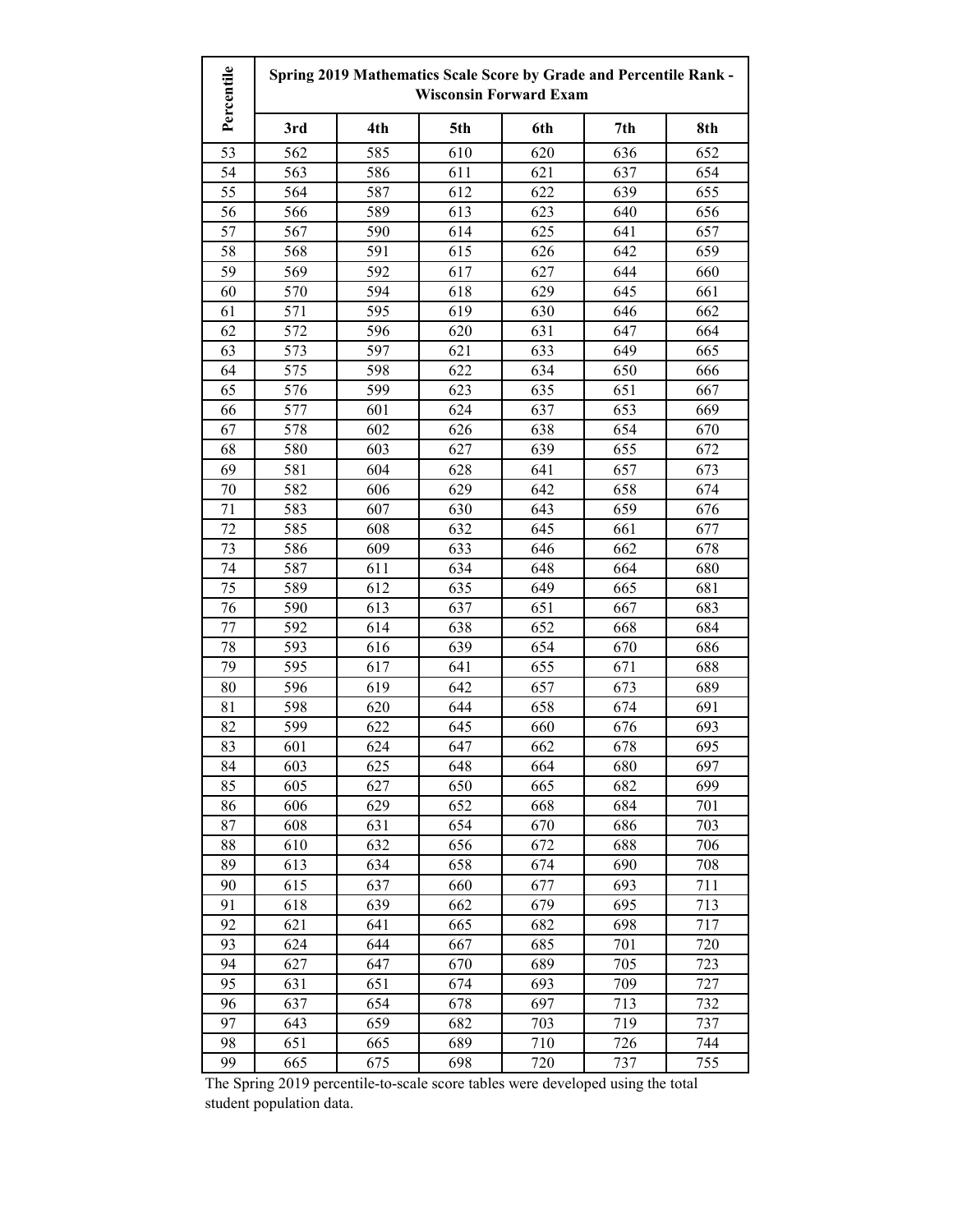| Percentile | Spring 2019 Mathematics Scale Score by Grade and Percentile Rank - Wisconsin Forward Exam | | | | | |
|---|---|---|---|---|---|---|
| | 3rd | 4th | 5th | 6th | 7th | 8th |
| 53 | 562 | 585 | 610 | 620 | 636 | 652 |
| 54 | 563 | 586 | 611 | 621 | 637 | 654 |
| 55 | 564 | 587 | 612 | 622 | 639 | 655 |
| 56 | 566 | 589 | 613 | 623 | 640 | 656 |
| 57 | 567 | 590 | 614 | 625 | 641 | 657 |
| 58 | 568 | 591 | 615 | 626 | 642 | 659 |
| 59 | 569 | 592 | 617 | 627 | 644 | 660 |
| 60 | 570 | 594 | 618 | 629 | 645 | 661 |
| 61 | 571 | 595 | 619 | 630 | 646 | 662 |
| 62 | 572 | 596 | 620 | 631 | 647 | 664 |
| 63 | 573 | 597 | 621 | 633 | 649 | 665 |
| 64 | 575 | 598 | 622 | 634 | 650 | 666 |
| 65 | 576 | 599 | 623 | 635 | 651 | 667 |
| 66 | 577 | 601 | 624 | 637 | 653 | 669 |
| 67 | 578 | 602 | 626 | 638 | 654 | 670 |
| 68 | 580 | 603 | 627 | 639 | 655 | 672 |
| 69 | 581 | 604 | 628 | 641 | 657 | 673 |
| 70 | 582 | 606 | 629 | 642 | 658 | 674 |
| 71 | 583 | 607 | 630 | 643 | 659 | 676 |
| 72 | 585 | 608 | 632 | 645 | 661 | 677 |
| 73 | 586 | 609 | 633 | 646 | 662 | 678 |
| 74 | 587 | 611 | 634 | 648 | 664 | 680 |
| 75 | 589 | 612 | 635 | 649 | 665 | 681 |
| 76 | 590 | 613 | 637 | 651 | 667 | 683 |
| 77 | 592 | 614 | 638 | 652 | 668 | 684 |
| 78 | 593 | 616 | 639 | 654 | 670 | 686 |
| 79 | 595 | 617 | 641 | 655 | 671 | 688 |
| 80 | 596 | 619 | 642 | 657 | 673 | 689 |
| 81 | 598 | 620 | 644 | 658 | 674 | 691 |
| 82 | 599 | 622 | 645 | 660 | 676 | 693 |
| 83 | 601 | 624 | 647 | 662 | 678 | 695 |
| 84 | 603 | 625 | 648 | 664 | 680 | 697 |
| 85 | 605 | 627 | 650 | 665 | 682 | 699 |
| 86 | 606 | 629 | 652 | 668 | 684 | 701 |
| 87 | 608 | 631 | 654 | 670 | 686 | 703 |
| 88 | 610 | 632 | 656 | 672 | 688 | 706 |
| 89 | 613 | 634 | 658 | 674 | 690 | 708 |
| 90 | 615 | 637 | 660 | 677 | 693 | 711 |
| 91 | 618 | 639 | 662 | 679 | 695 | 713 |
| 92 | 621 | 641 | 665 | 682 | 698 | 717 |
| 93 | 624 | 644 | 667 | 685 | 701 | 720 |
| 94 | 627 | 647 | 670 | 689 | 705 | 723 |
| 95 | 631 | 651 | 674 | 693 | 709 | 727 |
| 96 | 637 | 654 | 678 | 697 | 713 | 732 |
| 97 | 643 | 659 | 682 | 703 | 719 | 737 |
| 98 | 651 | 665 | 689 | 710 | 726 | 744 |
| 99 | 665 | 675 | 698 | 720 | 737 | 755 |

The Spring 2019 percentile-to-scale score tables were developed using the total student population data.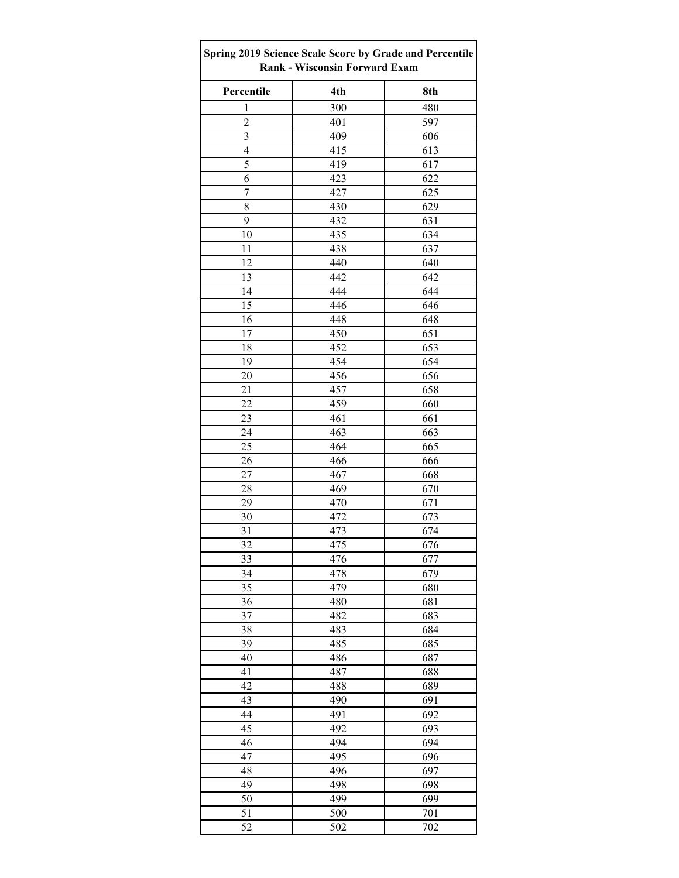| Spring 2019 Science Scale Score by Grade and Percentile Rank - Wisconsin Forward Exam | | |
|---|---|---|
| **Percentile** | **4th** | **8th** |
| 1 | 300 | 480 |
| 2 | 401 | 597 |
| 3 | 409 | 606 |
| 4 | 415 | 613 |
| 5 | 419 | 617 |
| 6 | 423 | 622 |
| 7 | 427 | 625 |
| 8 | 430 | 629 |
| 9 | 432 | 631 |
| 10 | 435 | 634 |
| 11 | 438 | 637 |
| 12 | 440 | 640 |
| 13 | 442 | 642 |
| 14 | 444 | 644 |
| 15 | 446 | 646 |
| 16 | 448 | 648 |
| 17 | 450 | 651 |
| 18 | 452 | 653 |
| 19 | 454 | 654 |
| 20 | 456 | 656 |
| 21 | 457 | 658 |
| 22 | 459 | 660 |
| 23 | 461 | 661 |
| 24 | 463 | 663 |
| 25 | 464 | 665 |
| 26 | 466 | 666 |
| 27 | 467 | 668 |
| 28 | 469 | 670 |
| 29 | 470 | 671 |
| 30 | 472 | 673 |
| 31 | 473 | 674 |
| 32 | 475 | 676 |
| 33 | 476 | 677 |
| 34 | 478 | 679 |
| 35 | 479 | 680 |
| 36 | 480 | 681 |
| 37 | 482 | 683 |
| 38 | 483 | 684 |
| 39 | 485 | 685 |
| 40 | 486 | 687 |
| 41 | 487 | 688 |
| 42 | 488 | 689 |
| 43 | 490 | 691 |
| 44 | 491 | 692 |
| 45 | 492 | 693 |
| 46 | 494 | 694 |
| 47 | 495 | 696 |
| 48 | 496 | 697 |
| 49 | 498 | 698 |
| 50 | 499 | 699 |
| 51 | 500 | 701 |
| 52 | 502 | 702 |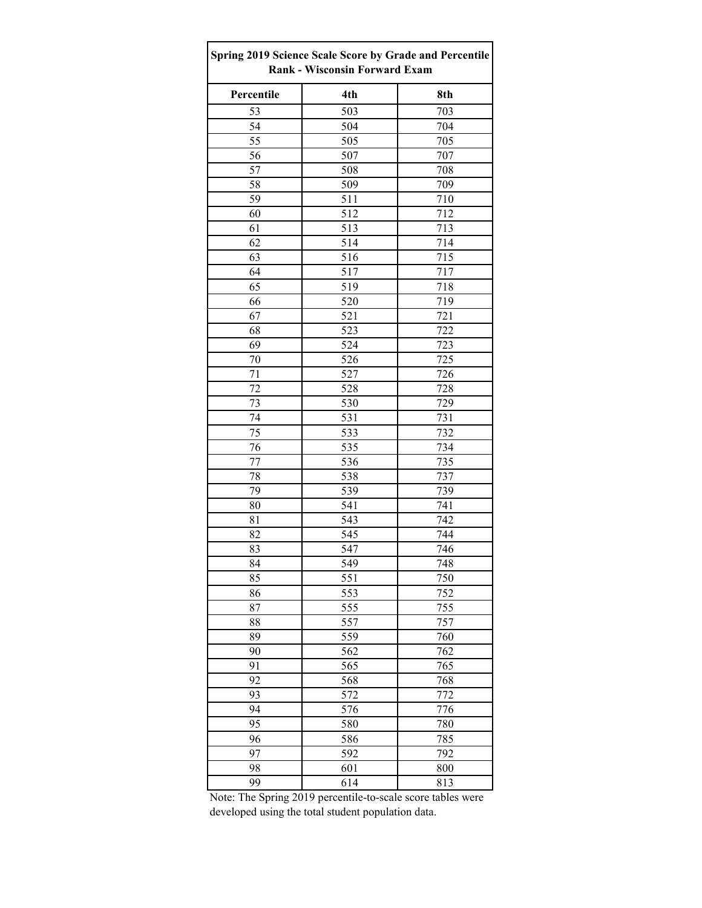| Spring 2019 Science Scale Score by Grade and Percentile Rank - Wisconsin Forward Exam | | |
|---|---|---|
| **Percentile** | **4th** | **8th** |
| 53 | 503 | 703 |
| 54 | 504 | 704 |
| 55 | 505 | 705 |
| 56 | 507 | 707 |
| 57 | 508 | 708 |
| 58 | 509 | 709 |
| 59 | 511 | 710 |
| 60 | 512 | 712 |
| 61 | 513 | 713 |
| 62 | 514 | 714 |
| 63 | 516 | 715 |
| 64 | 517 | 717 |
| 65 | 519 | 718 |
| 66 | 520 | 719 |
| 67 | 521 | 721 |
| 68 | 523 | 722 |
| 69 | 524 | 723 |
| 70 | 526 | 725 |
| 71 | 527 | 726 |
| 72 | 528 | 728 |
| 73 | 530 | 729 |
| 74 | 531 | 731 |
| 75 | 533 | 732 |
| 76 | 535 | 734 |
| 77 | 536 | 735 |
| 78 | 538 | 737 |
| 79 | 539 | 739 |
| 80 | 541 | 741 |
| 81 | 543 | 742 |
| 82 | 545 | 744 |
| 83 | 547 | 746 |
| 84 | 549 | 748 |
| 85 | 551 | 750 |
| 86 | 553 | 752 |
| 87 | 555 | 755 |
| 88 | 557 | 757 |
| 89 | 559 | 760 |
| 90 | 562 | 762 |
| 91 | 565 | 765 |
| 92 | 568 | 768 |
| 93 | 572 | 772 |
| 94 | 576 | 776 |
| 95 | 580 | 780 |
| 96 | 586 | 785 |
| 97 | 592 | 792 |
| 98 | 601 | 800 |
| 99 | 614 | 813 |

Note: The Spring 2019 percentile-to-scale score tables were developed using the total student population data.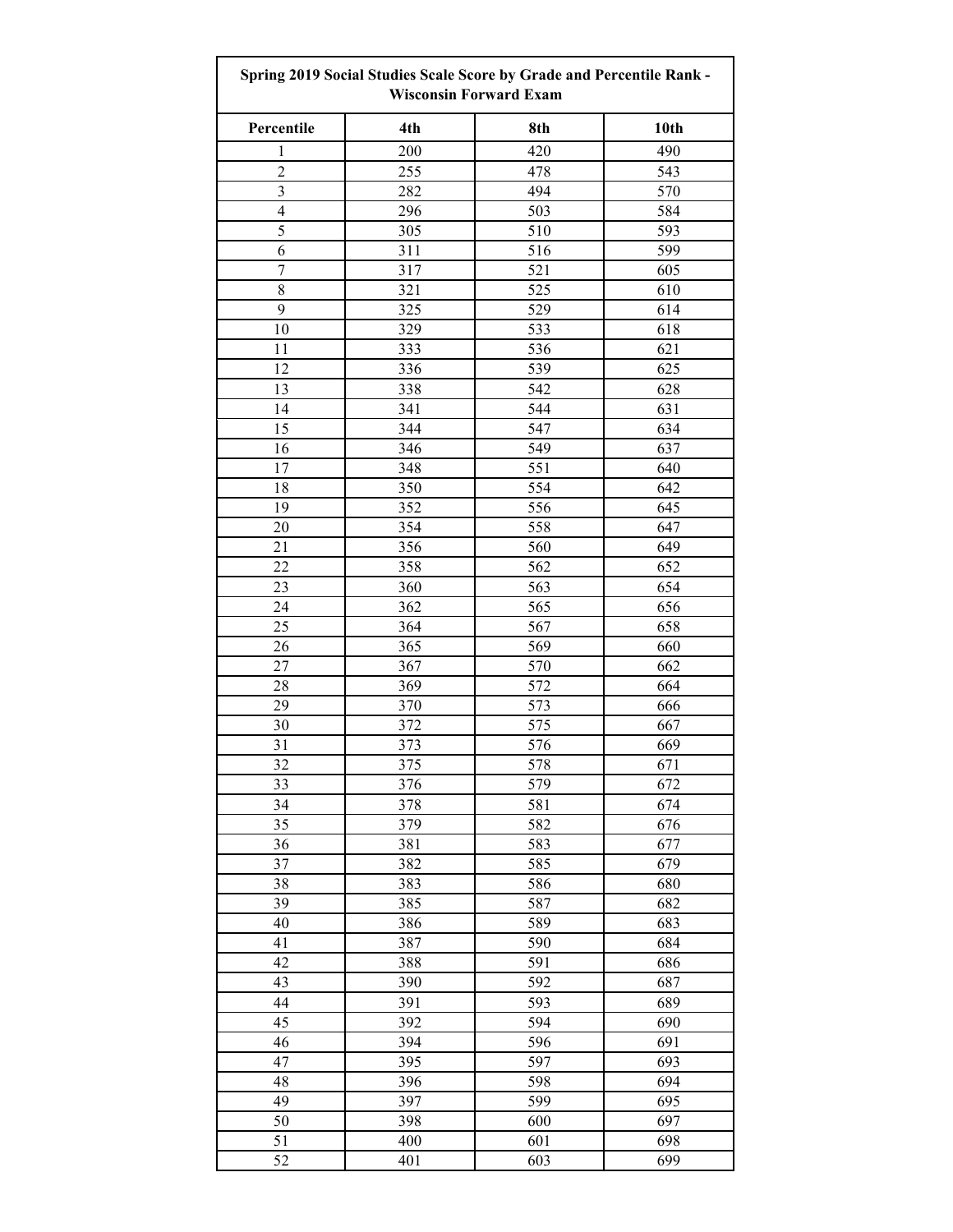| Spring 2019 Social Studies Scale Score by Grade and Percentile Rank - Wisconsin Forward Exam | | | |
|---|---|---|---|
| Percentile | 4th | 8th | 10th |
| 1 | 200 | 420 | 490 |
| 2 | 255 | 478 | 543 |
| 3 | 282 | 494 | 570 |
| 4 | 296 | 503 | 584 |
| 5 | 305 | 510 | 593 |
| 6 | 311 | 516 | 599 |
| 7 | 317 | 521 | 605 |
| 8 | 321 | 525 | 610 |
| 9 | 325 | 529 | 614 |
| 10 | 329 | 533 | 618 |
| 11 | 333 | 536 | 621 |
| 12 | 336 | 539 | 625 |
| 13 | 338 | 542 | 628 |
| 14 | 341 | 544 | 631 |
| 15 | 344 | 547 | 634 |
| 16 | 346 | 549 | 637 |
| 17 | 348 | 551 | 640 |
| 18 | 350 | 554 | 642 |
| 19 | 352 | 556 | 645 |
| 20 | 354 | 558 | 647 |
| 21 | 356 | 560 | 649 |
| 22 | 358 | 562 | 652 |
| 23 | 360 | 563 | 654 |
| 24 | 362 | 565 | 656 |
| 25 | 364 | 567 | 658 |
| 26 | 365 | 569 | 660 |
| 27 | 367 | 570 | 662 |
| 28 | 369 | 572 | 664 |
| 29 | 370 | 573 | 666 |
| 30 | 372 | 575 | 667 |
| 31 | 373 | 576 | 669 |
| 32 | 375 | 578 | 671 |
| 33 | 376 | 579 | 672 |
| 34 | 378 | 581 | 674 |
| 35 | 379 | 582 | 676 |
| 36 | 381 | 583 | 677 |
| 37 | 382 | 585 | 679 |
| 38 | 383 | 586 | 680 |
| 39 | 385 | 587 | 682 |
| 40 | 386 | 589 | 683 |
| 41 | 387 | 590 | 684 |
| 42 | 388 | 591 | 686 |
| 43 | 390 | 592 | 687 |
| 44 | 391 | 593 | 689 |
| 45 | 392 | 594 | 690 |
| 46 | 394 | 596 | 691 |
| 47 | 395 | 597 | 693 |
| 48 | 396 | 598 | 694 |
| 49 | 397 | 599 | 695 |
| 50 | 398 | 600 | 697 |
| 51 | 400 | 601 | 698 |
| 52 | 401 | 603 | 699 |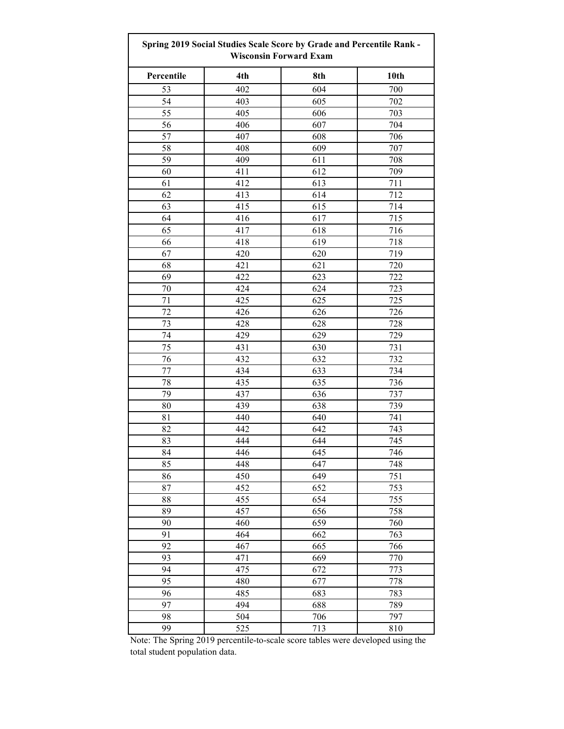| Spring 2019 Social Studies Scale Score by Grade and Percentile Rank - Wisconsin Forward Exam | | | |
|---|---|---|---|
| **Percentile** | **4th** | **8th** | **10th** |
| 53 | 402 | 604 | 700 |
| 54 | 403 | 605 | 702 |
| 55 | 405 | 606 | 703 |
| 56 | 406 | 607 | 704 |
| 57 | 407 | 608 | 706 |
| 58 | 408 | 609 | 707 |
| 59 | 409 | 611 | 708 |
| 60 | 411 | 612 | 709 |
| 61 | 412 | 613 | 711 |
| 62 | 413 | 614 | 712 |
| 63 | 415 | 615 | 714 |
| 64 | 416 | 617 | 715 |
| 65 | 417 | 618 | 716 |
| 66 | 418 | 619 | 718 |
| 67 | 420 | 620 | 719 |
| 68 | 421 | 621 | 720 |
| 69 | 422 | 623 | 722 |
| 70 | 424 | 624 | 723 |
| 71 | 425 | 625 | 725 |
| 72 | 426 | 626 | 726 |
| 73 | 428 | 628 | 728 |
| 74 | 429 | 629 | 729 |
| 75 | 431 | 630 | 731 |
| 76 | 432 | 632 | 732 |
| 77 | 434 | 633 | 734 |
| 78 | 435 | 635 | 736 |
| 79 | 437 | 636 | 737 |
| 80 | 439 | 638 | 739 |
| 81 | 440 | 640 | 741 |
| 82 | 442 | 642 | 743 |
| 83 | 444 | 644 | 745 |
| 84 | 446 | 645 | 746 |
| 85 | 448 | 647 | 748 |
| 86 | 450 | 649 | 751 |
| 87 | 452 | 652 | 753 |
| 88 | 455 | 654 | 755 |
| 89 | 457 | 656 | 758 |
| 90 | 460 | 659 | 760 |
| 91 | 464 | 662 | 763 |
| 92 | 467 | 665 | 766 |
| 93 | 471 | 669 | 770 |
| 94 | 475 | 672 | 773 |
| 95 | 480 | 677 | 778 |
| 96 | 485 | 683 | 783 |
| 97 | 494 | 688 | 789 |
| 98 | 504 | 706 | 797 |
| 99 | 525 | 713 | 810 |

Note: The Spring 2019 percentile-to-scale score tables were developed using the total student population data.